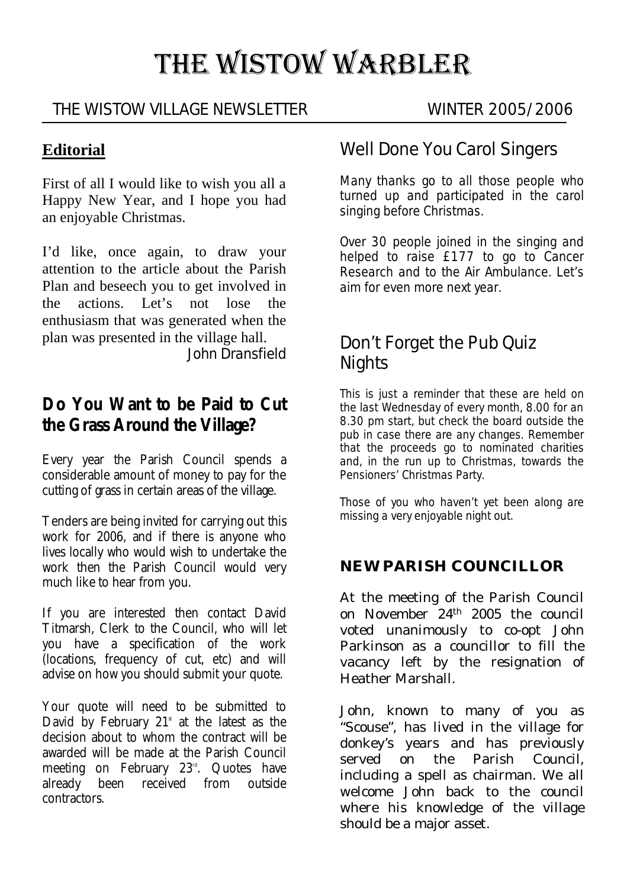# THE WISTOW WARBLER

THE WISTOW VILLAGE NEWSLETTER WINTER 2005/2006

## Editorial

First of all I would like to wish you all a Happy New Year, and I hope you had an enjoyable Christmas.

I'd like, once again, to draw your attention to the article about the Parish Plan and beseech you to get involved in the actions. Let's not lose the enthusiasm that was generated when the plan was presented in the village hall.

John Dransfield

## Do You Want to be Paid to Cut the Grass Around the Village?

Every year the Parish Council spends a considerable amount of money to pay for the cutting of grass in certain areas of the village.

Tenders are being invited for carrying out this work for 2006, and if there is anyone who lives locally who would wish to undertake the work then the Parish Council would very much like to hear from you.

If you are interested then contact David Titmarsh, Clerk to the Council, who will let you have a specification of the work (locations, frequency of cut, etc) and will advise on how you should submit your quote.

Your quote will need to be submitted to David by February 21st at the latest as the decision about to whom the contract will be awarded will be made at the Parish Council meeting on February 23rd. Quotes have already been received from outside contractors.

## Well Done You Carol Singers

Many thanks go to all those people who turned up and participated in the carol singing before Christmas.

Over 30 people joined in the singing and helped to raise £177 to go to Cancer Research and to the Air Ambulance. Let's aim for even more next year.

## Don't Forget the Pub Quiz Nights

This is just a reminder that these are held on the last Wednesday of every month, 8.00 for an 8.30 pm start, but check the board outside the pub in case there are any changes. Remember that the proceeds go to nominated charities and, in the run up to Christmas, towards the Pensioners' Christmas Party.

Those of you who haven't yet been along are missing a very enjoyable night out.

## NEW PARISH COUNCILLOR

At the meeting of the Parish Council on November 24th 2005 the council voted unanimously to co-opt John Parkinson as a councillor to fill the vacancy left by the resignation of Heather Marshall.

John, known to many of you as "Scouse", has lived in the village for donkey's years and has previously served on the Parish Council, including a spell as chairman. We all welcome John back to the council where his knowledge of the village should be a major asset.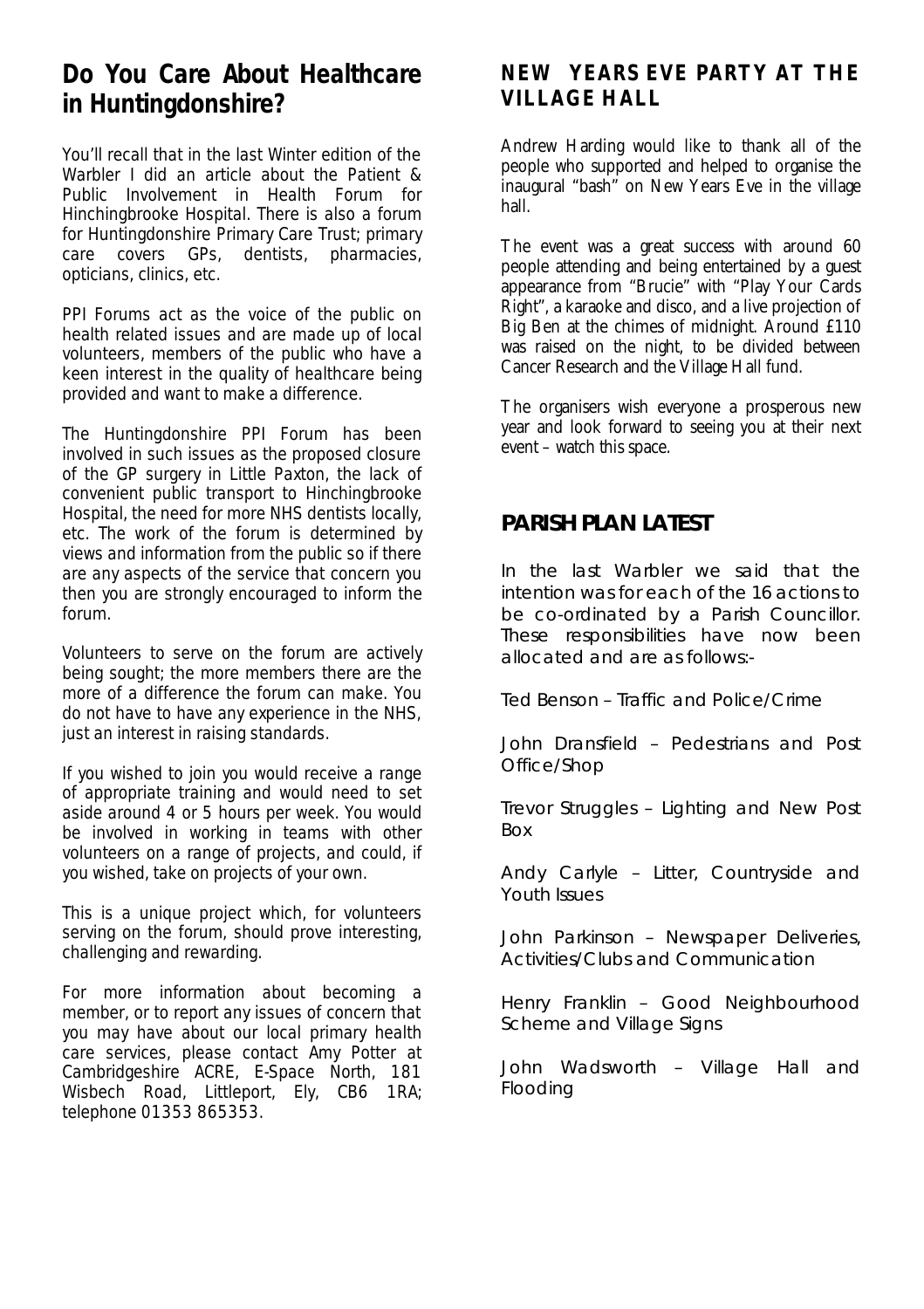## Do You Care About Healthcare in Huntingdonshire?

You'll recall that in the last Winter edition of the Warbler I did an article about the Patient & Public Involvement in Health Forum for Hinchingbrooke Hospital. There is also a forum for Huntingdonshire Primary Care Trust; primary care covers GPs, dentists, pharmacies, opticians, clinics, etc.

PPI Forums act as the voice of the public on health related issues and are made up of local volunteers, members of the public who have a keen interest in the quality of healthcare being provided and want to make a difference.

The Huntingdonshire PPI Forum has been involved in such issues as the proposed closure of the GP surgery in Little Paxton, the lack of convenient public transport to Hinchingbrooke Hospital, the need for more NHS dentists locally, etc. The work of the forum is determined by views and information from the public so if there are any aspects of the service that concern you then you are strongly encouraged to inform the forum.

Volunteers to serve on the forum are actively being sought; the more members there are the more of a difference the forum can make. You do not have to have any experience in the NHS, just an interest in raising standards.

If you wished to join you would receive a range of appropriate training and would need to set aside around 4 or 5 hours per week. You would be involved in working in teams with other volunteers on a range of projects, and could, if you wished, take on projects of your own.

This is a unique project which, for volunteers serving on the forum, should prove interesting, challenging and rewarding.

For more information about becoming a member, or to report any issues of concern that you may have about our local primary health care services, please contact Amy Potter at Cambridgeshire ACRE, E-Space North, 181 Wisbech Road, Littleport, Ely, CB6 1RA; telephone 01353 865353.

## NEW YEARS EVE PARTY AT THE VILLAGE HALL

Andrew Harding would like to thank all of the people who supported and helped to organise the inaugural "bash" on New Years Eve in the village hall.

The event was a great success with around 60 people attending and being entertained by a guest appearance from "Brucie" with "Play Your Cards Right", a karaoke and disco, and a live projection of Big Ben at the chimes of midnight. Around £110 was raised on the night, to be divided between Cancer Research and the Village Hall fund.

The organisers wish everyone a prosperous new year and look forward to seeing you at their next event – watch this space.

## PARISH PLAN LATEST

In the last Warbler we said that the intention was for each of the 16 actions to be co-ordinated by a Parish Councillor. These responsibilities have now been allocated and are as follows:-

Ted Benson – Traffic and Police/Crime

John Dransfield – Pedestrians and Post Office/Shop

Trevor Struggles – Lighting and New Post Box

Andy Carlyle – Litter, Countryside and Youth Issues

John Parkinson – Newspaper Deliveries, Activities/Clubs and Communication

Henry Franklin – Good Neighbourhood Scheme and Village Signs

John Wadsworth – Village Hall and Flooding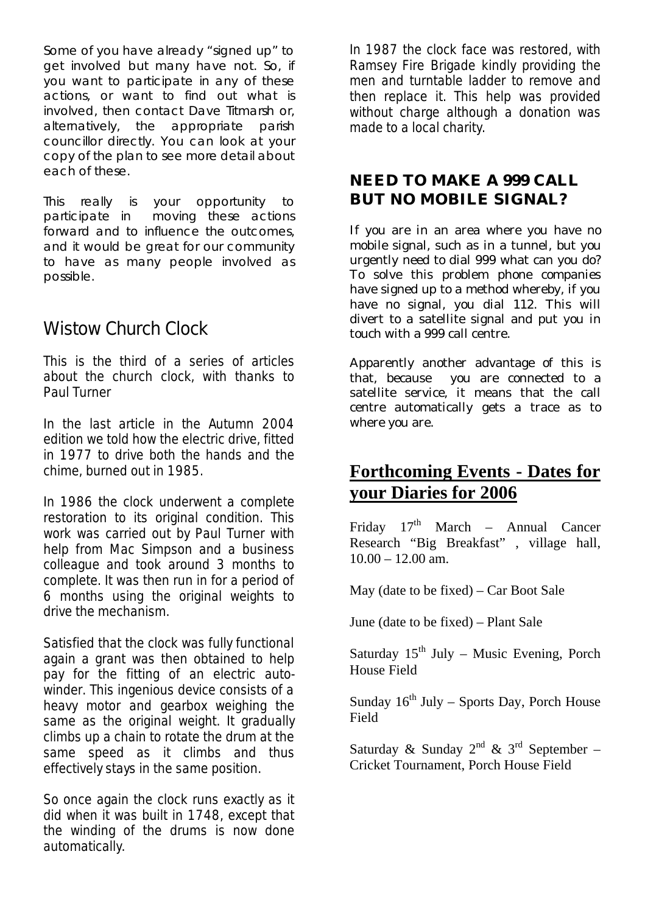Some of you have already "signed up" to get involved but many have not. So, if you want to participate in any of these actions, or want to find out what is involved, then contact Dave Titmarsh or, alternatively, the appropriate parish councillor directly. You can look at your copy of the plan to see more detail about each of these.

This really is your opportunity to participate in moving these actions forward and to influence the outcomes, and it would be great for our community to have as many people involved as possible.

## Wistow Church Clock

This is the third of a series of articles about the church clock, with thanks to Paul Turner

In the last article in the Autumn 2004 edition we told how the electric drive, fitted in 1977 to drive both the hands and the chime, burned out in 1985.

In 1986 the clock underwent a complete restoration to its original condition. This work was carried out by Paul Turner with help from Mac Simpson and a business colleague and took around 3 months to complete. It was then run in for a period of 6 months using the original weights to drive the mechanism.

Satisfied that the clock was fully functional again a grant was then obtained to help pay for the fitting of an electric auto-winder. This ingenious device consists of a heavy motor and gearbox weighing the same as the original weight. It gradually climbs up a chain to rotate the drum at the same speed as it climbs and thus effectively stays in the same position.

So once again the clock runs exactly as it did when it was built in 1748, except that the winding of the drums is now done automatically.

In 1987 the clock face was restored, with Ramsey Fire Brigade kindly providing the men and turntable ladder to remove and then replace it. This help was provided without charge although a donation was made to a local charity.

## NEED TO MAKE A 999 CALL BUT NO MOBILE SIGNAL?

If you are in an area where you have no mobile signal, such as in a tunnel, but you urgently need to dial 999 what can you do? To solve this problem phone companies have signed up to a method whereby, if you have no signal, you dial 112. This will divert to a satellite signal and put you in touch with a 999 call centre.

Apparently another advantage of this is that, because you are connected to a satellite service, it means that the call centre automatically gets a trace as to where you are.

## Forthcoming Events - Dates for your Diaries for 2006

Friday 17th March – Annual Cancer Research "Big Breakfast" , village hall, 10.00 – 12.00 am.

May (date to be fixed) – Car Boot Sale

June (date to be fixed) – Plant Sale

Saturday 15th July – Music Evening, Porch House Field

Sunday 16th July – Sports Day, Porch House Field

Saturday & Sunday 2nd & 3rd September – Cricket Tournament, Porch House Field